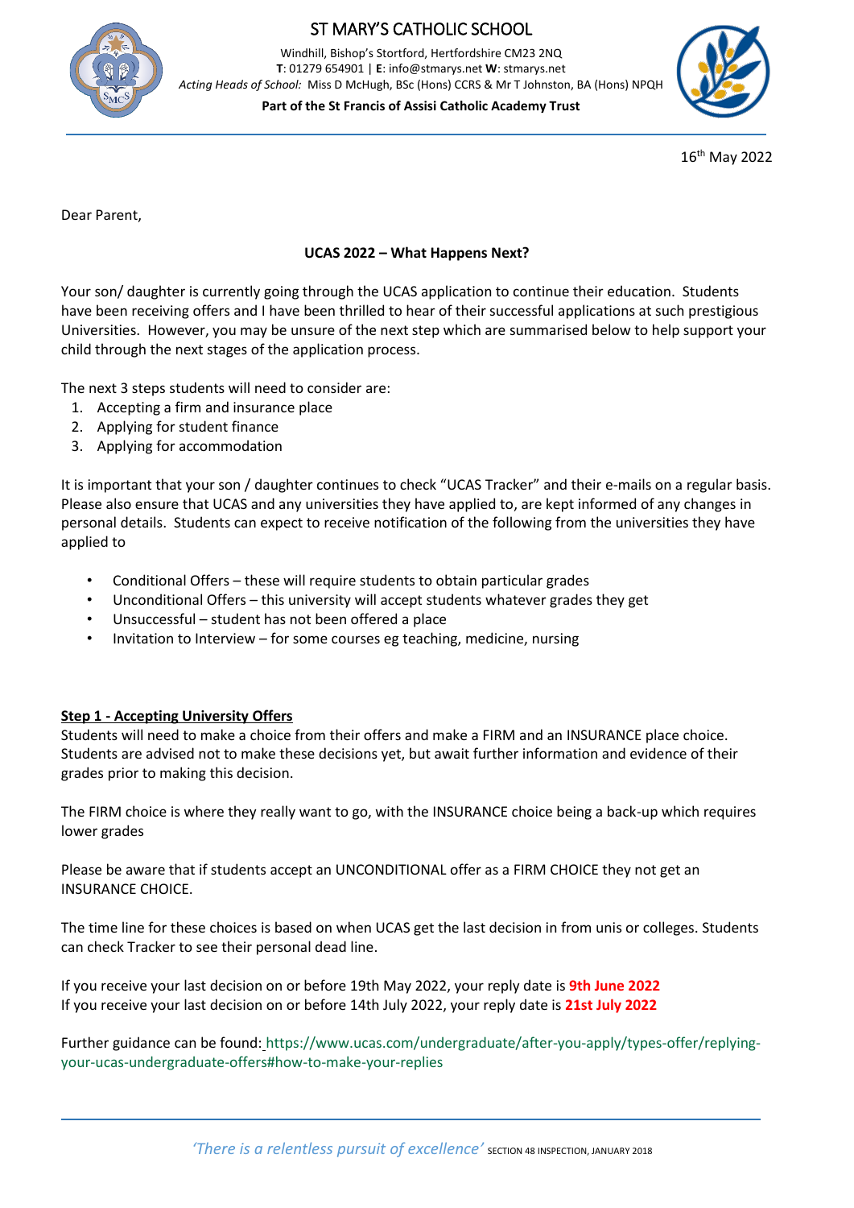# ST MARY'S CATHOLIC SCHOOL

Windhill, Bishop's Stortford, Hertfordshire CM23 2NQ
**T**: 01279 654901 | **E**: info@stmarys.net **W**: stmarys.net
*Acting Heads of School:* Miss D McHugh, BSc (Hons) CCRS & Mr T Johnston, BA (Hons) NPQH

**Part of the St Francis of Assisi Catholic Academy Trust**

16th May 2022

Dear Parent,

**UCAS 2022 – What Happens Next?**

Your son/ daughter is currently going through the UCAS application to continue their education. Students have been receiving offers and I have been thrilled to hear of their successful applications at such prestigious Universities. However, you may be unsure of the next step which are summarised below to help support your child through the next stages of the application process.

The next 3 steps students will need to consider are:

1. Accepting a firm and insurance place
2. Applying for student finance
3. Applying for accommodation

It is important that your son / daughter continues to check "UCAS Tracker" and their e-mails on a regular basis. Please also ensure that UCAS and any universities they have applied to, are kept informed of any changes in personal details. Students can expect to receive notification of the following from the universities they have applied to

- Conditional Offers – these will require students to obtain particular grades
- Unconditional Offers – this university will accept students whatever grades they get
- Unsuccessful – student has not been offered a place
- Invitation to Interview – for some courses eg teaching, medicine, nursing

**<u>Step 1 - Accepting University Offers</u>**

Students will need to make a choice from their offers and make a FIRM and an INSURANCE place choice. Students are advised not to make these decisions yet, but await further information and evidence of their grades prior to making this decision.

The FIRM choice is where they really want to go, with the INSURANCE choice being a back-up which requires lower grades

Please be aware that if students accept an UNCONDITIONAL offer as a FIRM CHOICE they not get an INSURANCE CHOICE.

The time line for these choices is based on when UCAS get the last decision in from unis or colleges. Students can check Tracker to see their personal dead line.

If you receive your last decision on or before 19th May 2022, your reply date is **9th June 2022**
If you receive your last decision on or before 14th July 2022, your reply date is **21st July 2022**

Further guidance can be found: https://www.ucas.com/undergraduate/after-you-apply/types-offer/replying-your-ucas-undergraduate-offers#how-to-make-your-replies

*'There is a relentless pursuit of excellence'* SECTION 48 INSPECTION, JANUARY 2018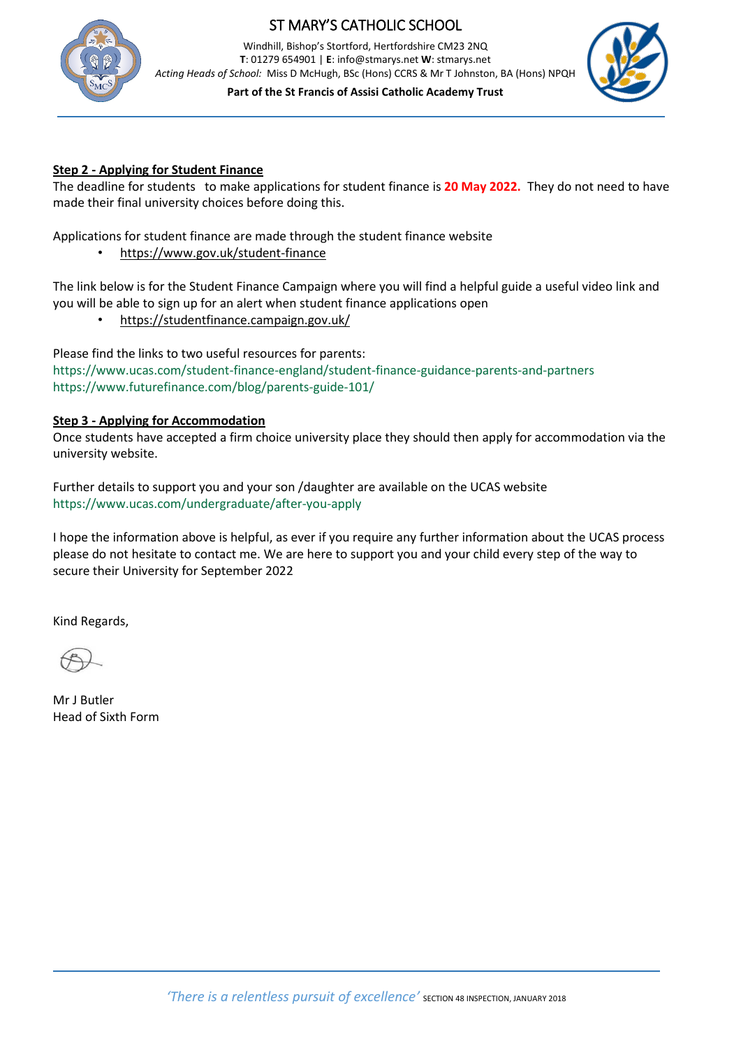# ST MARY'S CATHOLIC SCHOOL

Windhill, Bishop's Stortford, Hertfordshire CM23 2NQ
**T**: 01279 654901 | **E**: info@stmarys.net **W**: stmarys.net
*Acting Heads of School:* Miss D McHugh, BSc (Hons) CCRS & Mr T Johnston, BA (Hons) NPQH
**Part of the St Francis of Assisi Catholic Academy Trust**

**Step 2 - Applying for Student Finance**

The deadline for students to make applications for student finance is **20 May 2022.** They do not need to have made their final university choices before doing this.

Applications for student finance are made through the student finance website

- https://www.gov.uk/student-finance

The link below is for the Student Finance Campaign where you will find a helpful guide a useful video link and you will be able to sign up for an alert when student finance applications open

- https://studentfinance.campaign.gov.uk/

Please find the links to two useful resources for parents:
https://www.ucas.com/student-finance-england/student-finance-guidance-parents-and-partners
https://www.futurefinance.com/blog/parents-guide-101/

**Step 3 - Applying for Accommodation**

Once students have accepted a firm choice university place they should then apply for accommodation via the university website.

Further details to support you and your son /daughter are available on the UCAS website
https://www.ucas.com/undergraduate/after-you-apply

I hope the information above is helpful, as ever if you require any further information about the UCAS process please do not hesitate to contact me. We are here to support you and your child every step of the way to secure their University for September 2022

Kind Regards,

Mr J Butler
Head of Sixth Form

*'There is a relentless pursuit of excellence'* SECTION 48 INSPECTION, JANUARY 2018